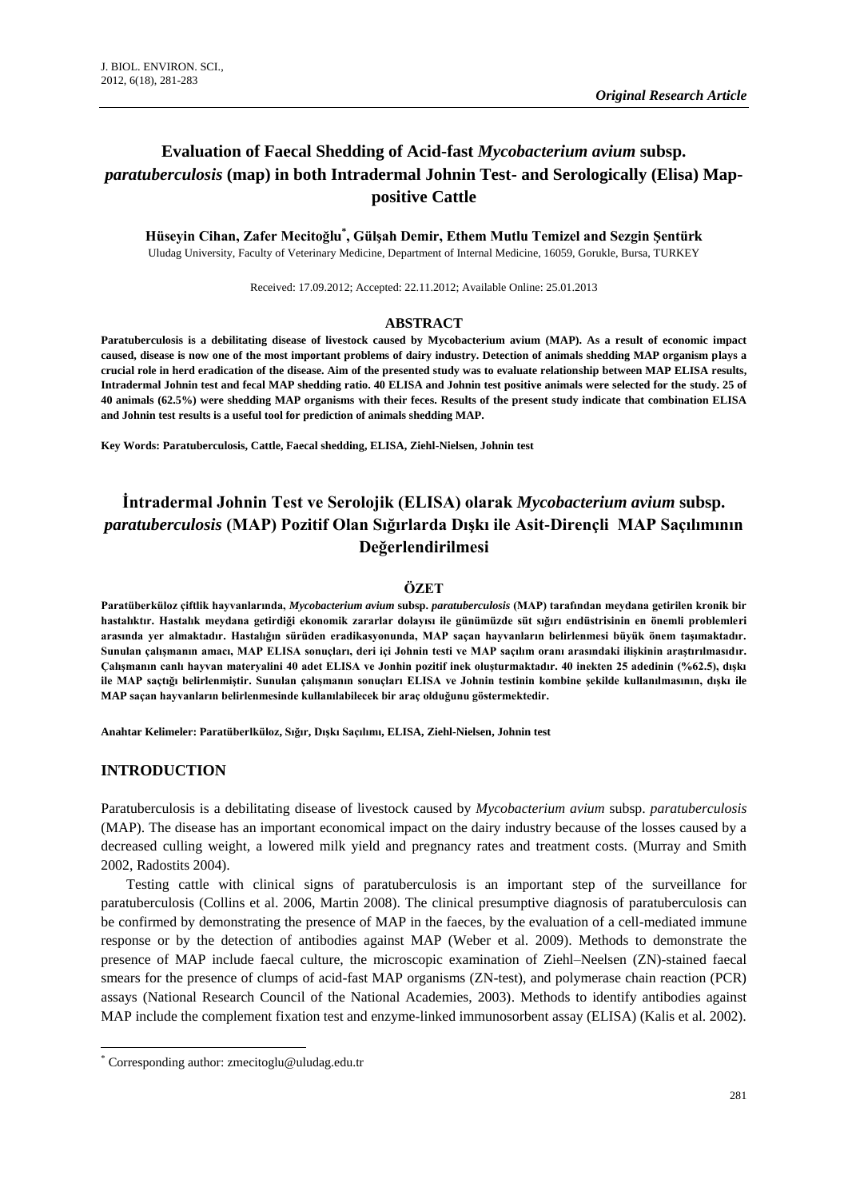*Original Research Article*

# Evaluation of Faecal Shedding of Acid-fast *Mycobacterium avium* subsp. *paratuberculosis* (map) in both Intradermal Johnin Test- and Serologically (Elisa) Map-positive Cattle

**Hüseyin Cihan, Zafer Mecitoğlu*, Gülşah Demir, Ethem Mutlu Temizel and Sezgin Şentürk**

Uludag University, Faculty of Veterinary Medicine, Department of Internal Medicine, 16059, Gorukle, Bursa, TURKEY

Received: 17.09.2012; Accepted: 22.11.2012; Available Online: 25.01.2013

## ABSTRACT

**Paratuberculosis is a debilitating disease of livestock caused by Mycobacterium avium (MAP). As a result of economic impact caused, disease is now one of the most important problems of dairy industry. Detection of animals shedding MAP organism plays a crucial role in herd eradication of the disease. Aim of the presented study was to evaluate relationship between MAP ELISA results, Intradermal Johnin test and fecal MAP shedding ratio. 40 ELISA and Johnin test positive animals were selected for the study. 25 of 40 animals (62.5%) were shedding MAP organisms with their feces. Results of the present study indicate that combination ELISA and Johnin test results is a useful tool for prediction of animals shedding MAP.**

**Key Words: Paratuberculosis, Cattle, Faecal shedding, ELISA, Ziehl-Nielsen, Johnin test**

# İntradermal Johnin Test ve Serolojik (ELISA) olarak *Mycobacterium avium* subsp. *paratuberculosis* (MAP) Pozitif Olan Sığırlarda Dışkı ile Asit-Dirençli MAP Saçılımının Değerlendirilmesi

## ÖZET

**Paratüberküloz çiftlik hayvanlarında, *Mycobacterium avium* subsp. *paratuberculosis* (MAP) tarafından meydana getirilen kronik bir hastalıktır. Hastalık meydana getirdiği ekonomik zararlar dolayısı ile günümüzde süt sığırı endüstrisinin en önemli problemleri arasında yer almaktadır. Hastalığın sürüden eradikasyonunda, MAP saçan hayvanların belirlenmesi büyük önem taşımaktadır. Sunulan çalışmanın amacı, MAP ELISA sonuçları, deri içi Johnin testi ve MAP saçılım oranı arasındaki ilişkinin araştırılmasıdır. Çalışmanın canlı hayvan materyalini 40 adet ELISA ve Jonhin pozitif inek oluşturmaktadır. 40 inekten 25 adedinin (%62.5), dışkı ile MAP saçtığı belirlenmiştir. Sunulan çalışmanın sonuçları ELISA ve Johnin testinin kombine şekilde kullanılmasının, dışkı ile MAP saçan hayvanların belirlenmesinde kullanılabilecek bir araç olduğunu göstermektedir.**

**Anahtar Kelimeler: Paratüberlküloz, Sığır, Dışkı Saçılımı, ELISA, Ziehl-Nielsen, Johnin test**

## INTRODUCTION

Paratuberculosis is a debilitating disease of livestock caused by *Mycobacterium avium* subsp. *paratuberculosis* (MAP). The disease has an important economical impact on the dairy industry because of the losses caused by a decreased culling weight, a lowered milk yield and pregnancy rates and treatment costs. (Murray and Smith 2002, Radostits 2004).

Testing cattle with clinical signs of paratuberculosis is an important step of the surveillance for paratuberculosis (Collins et al. 2006, Martin 2008). The clinical presumptive diagnosis of paratuberculosis can be confirmed by demonstrating the presence of MAP in the faeces, by the evaluation of a cell-mediated immune response or by the detection of antibodies against MAP (Weber et al. 2009). Methods to demonstrate the presence of MAP include faecal culture, the microscopic examination of Ziehl–Neelsen (ZN)-stained faecal smears for the presence of clumps of acid-fast MAP organisms (ZN-test), and polymerase chain reaction (PCR) assays (National Research Council of the National Academies, 2003). Methods to identify antibodies against MAP include the complement fixation test and enzyme-linked immunosorbent assay (ELISA) (Kalis et al. 2002).

* Corresponding author: zmecitoglu@uludag.edu.tr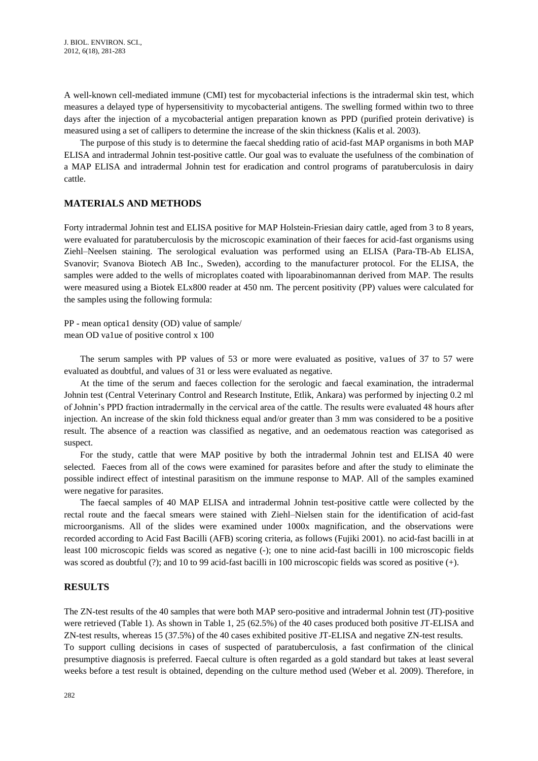A well-known cell-mediated immune (CMI) test for mycobacterial infections is the intradermal skin test, which measures a delayed type of hypersensitivity to mycobacterial antigens. The swelling formed within two to three days after the injection of a mycobacterial antigen preparation known as PPD (purified protein derivative) is measured using a set of callipers to determine the increase of the skin thickness (Kalis et al. 2003).

The purpose of this study is to determine the faecal shedding ratio of acid-fast MAP organisms in both MAP ELISA and intradermal Johnin test-positive cattle. Our goal was to evaluate the usefulness of the combination of a MAP ELISA and intradermal Johnin test for eradication and control programs of paratuberculosis in dairy cattle.

## MATERIALS AND METHODS

Forty intradermal Johnin test and ELISA positive for MAP Holstein-Friesian dairy cattle, aged from 3 to 8 years, were evaluated for paratuberculosis by the microscopic examination of their faeces for acid-fast organisms using Ziehl–Neelsen staining. The serological evaluation was performed using an ELISA (Para-TB-Ab ELISA, Svanovir; Svanova Biotech AB Inc., Sweden), according to the manufacturer protocol. For the ELISA, the samples were added to the wells of microplates coated with lipoarabinomannan derived from MAP. The results were measured using a Biotek ELx800 reader at 450 nm. The percent positivity (PP) values were calculated for the samples using the following formula:

PP - mean optica1 density (OD) value of sample/
mean OD va1ue of positive control x 100

The serum samples with PP values of 53 or more were evaluated as positive, va1ues of 37 to 57 were evaluated as doubtful, and values of 31 or less were evaluated as negative.

At the time of the serum and faeces collection for the serologic and faecal examination, the intradermal Johnin test (Central Veterinary Control and Research Institute, Etlik, Ankara) was performed by injecting 0.2 ml of Johnin's PPD fraction intradermally in the cervical area of the cattle. The results were evaluated 48 hours after injection. An increase of the skin fold thickness equal and/or greater than 3 mm was considered to be a positive result. The absence of a reaction was classified as negative, and an oedematous reaction was categorised as suspect.

For the study, cattle that were MAP positive by both the intradermal Johnin test and ELISA 40 were selected. Faeces from all of the cows were examined for parasites before and after the study to eliminate the possible indirect effect of intestinal parasitism on the immune response to MAP. All of the samples examined were negative for parasites.

The faecal samples of 40 MAP ELISA and intradermal Johnin test-positive cattle were collected by the rectal route and the faecal smears were stained with Ziehl–Nielsen stain for the identification of acid-fast microorganisms. All of the slides were examined under 1000x magnification, and the observations were recorded according to Acid Fast Bacilli (AFB) scoring criteria, as follows (Fujiki 2001). no acid-fast bacilli in at least 100 microscopic fields was scored as negative (-); one to nine acid-fast bacilli in 100 microscopic fields was scored as doubtful (?); and 10 to 99 acid-fast bacilli in 100 microscopic fields was scored as positive (+).

## RESULTS

The ZN-test results of the 40 samples that were both MAP sero-positive and intradermal Johnin test (JT)-positive were retrieved (Table 1). As shown in Table 1, 25 (62.5%) of the 40 cases produced both positive JT-ELISA and ZN-test results, whereas 15 (37.5%) of the 40 cases exhibited positive JT-ELISA and negative ZN-test results.
To support culling decisions in cases of suspected of paratuberculosis, a fast confirmation of the clinical presumptive diagnosis is preferred. Faecal culture is often regarded as a gold standard but takes at least several weeks before a test result is obtained, depending on the culture method used (Weber et al. 2009). Therefore, in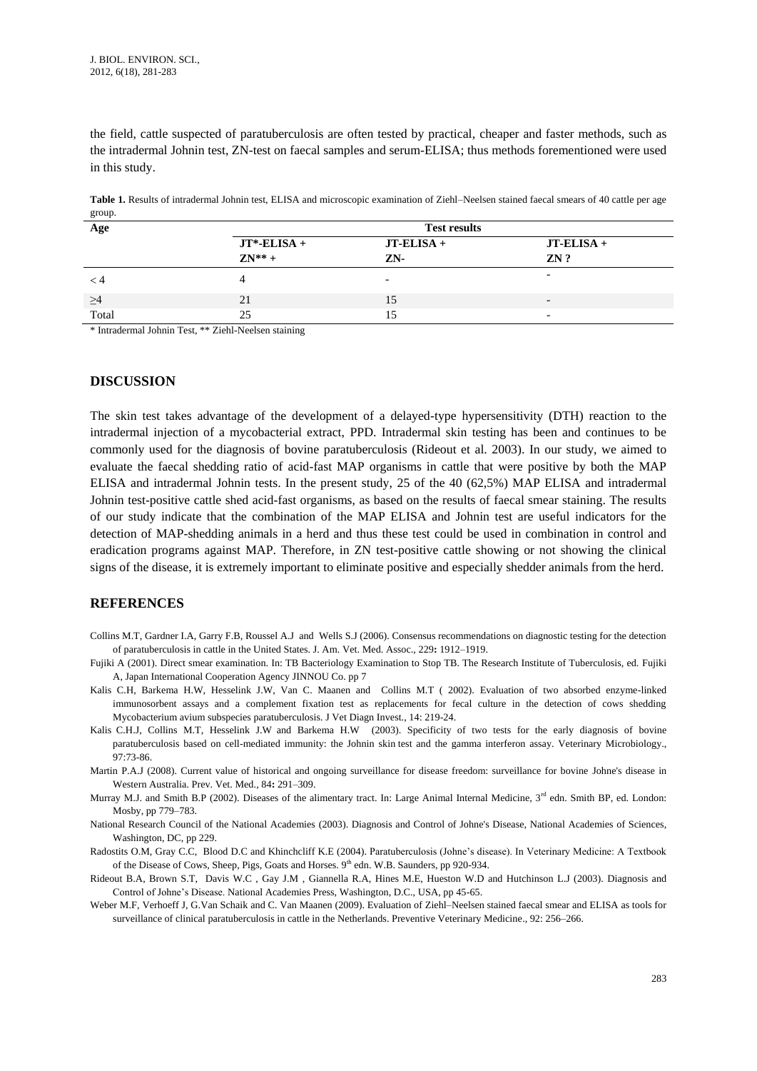the field, cattle suspected of paratuberculosis are often tested by practical, cheaper and faster methods, such as the intradermal Johnin test, ZN-test on faecal samples and serum-ELISA; thus methods forementioned were used in this study.

**Table 1.** Results of intradermal Johnin test, ELISA and microscopic examination of Ziehl–Neelsen stained faecal smears of 40 cattle per age group.

| Age | Test results | | |
|---|---|---|---|
| | **JT*-ELISA +** **ZN** + | **JT-ELISA +** **ZN-** | **JT-ELISA +** **ZN ?** |
| < 4 | 4 | - | - |
| ≥4 | 21 | 15 | - |
| Total | 25 | 15 | - |

\* Intradermal Johnin Test, ** Ziehl-Neelsen staining

## DISCUSSION

The skin test takes advantage of the development of a delayed-type hypersensitivity (DTH) reaction to the intradermal injection of a mycobacterial extract, PPD. Intradermal skin testing has been and continues to be commonly used for the diagnosis of bovine paratuberculosis (Rideout et al. 2003). In our study, we aimed to evaluate the faecal shedding ratio of acid-fast MAP organisms in cattle that were positive by both the MAP ELISA and intradermal Johnin tests. In the present study, 25 of the 40 (62,5%) MAP ELISA and intradermal Johnin test-positive cattle shed acid-fast organisms, as based on the results of faecal smear staining. The results of our study indicate that the combination of the MAP ELISA and Johnin test are useful indicators for the detection of MAP-shedding animals in a herd and thus these test could be used in combination in control and eradication programs against MAP. Therefore, in ZN test-positive cattle showing or not showing the clinical signs of the disease, it is extremely important to eliminate positive and especially shedder animals from the herd.

## REFERENCES

Collins M.T, Gardner I.A, Garry F.B, Roussel A.J and Wells S.J (2006). Consensus recommendations on diagnostic testing for the detection of paratuberculosis in cattle in the United States. J. Am. Vet. Med. Assoc., 229**:** 1912–1919.

Fujiki A (2001). Direct smear examination. In: TB Bacteriology Examination to Stop TB. The Research Institute of Tuberculosis, ed. Fujiki A, Japan International Cooperation Agency JINNOU Co. pp 7

Kalis C.H, Barkema H.W, Hesselink J.W, Van C. Maanen and Collins M.T ( 2002). Evaluation of two absorbed enzyme-linked immunosorbent assays and a complement fixation test as replacements for fecal culture in the detection of cows shedding Mycobacterium avium subspecies paratuberculosis. J Vet Diagn Invest., 14: 219-24.

Kalis C.H.J, Collins M.T, Hesselink J.W and Barkema H.W (2003). Specificity of two tests for the early diagnosis of bovine paratuberculosis based on cell-mediated immunity: the Johnin skin test and the gamma interferon assay. Veterinary Microbiology., 97:73-86.

Martin P.A.J (2008). Current value of historical and ongoing surveillance for disease freedom: surveillance for bovine Johne's disease in Western Australia. Prev. Vet. Med., 84**:** 291–309.

Murray M.J. and Smith B.P (2002). Diseases of the alimentary tract. In: Large Animal Internal Medicine, 3rd edn. Smith BP, ed. London: Mosby, pp 779–783.

National Research Council of the National Academies (2003). Diagnosis and Control of Johne's Disease, National Academies of Sciences, Washington, DC, pp 229.

Radostits O.M, Gray C.C, Blood D.C and Khinchcliff K.E (2004). Paratuberculosis (Johne's disease). In Veterinary Medicine: A Textbook of the Disease of Cows, Sheep, Pigs, Goats and Horses. 9th edn. W.B. Saunders, pp 920-934.

Rideout B.A, Brown S.T, Davis W.C , Gay J.M , Giannella R.A, Hines M.E, Hueston W.D and Hutchinson L.J (2003). Diagnosis and Control of Johne's Disease. National Academies Press, Washington, D.C., USA, pp 45-65.

Weber M.F, Verhoeff J, G.Van Schaik and C. Van Maanen (2009). Evaluation of Ziehl–Neelsen stained faecal smear and ELISA as tools for surveillance of clinical paratuberculosis in cattle in the Netherlands. Preventive Veterinary Medicine., 92: 256–266.